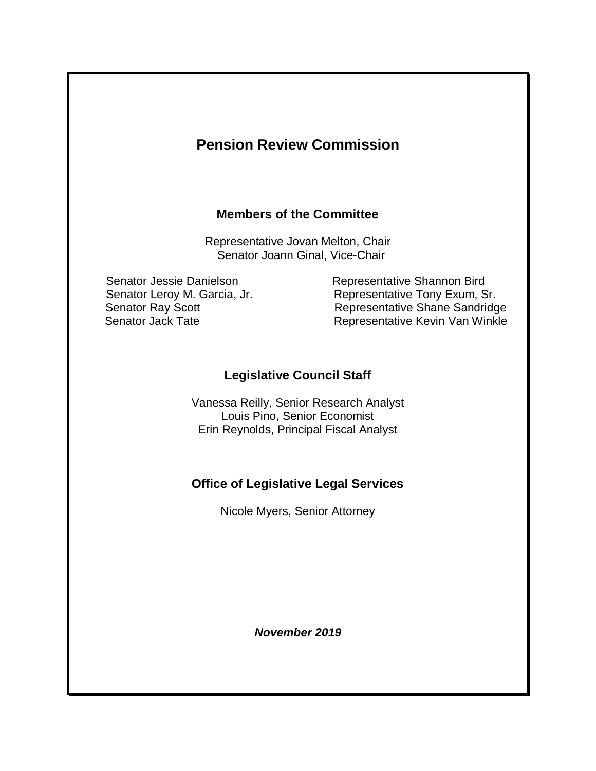# Pension Review Commission

## Members of the Committee

Representative Jovan Melton, Chair
Senator Joann Ginal, Vice-Chair

Senator Jessie Danielson
Senator Leroy M. Garcia, Jr.
Senator Ray Scott
Senator Jack Tate

Representative Shannon Bird
Representative Tony Exum, Sr.
Representative Shane Sandridge
Representative Kevin Van Winkle

## Legislative Council Staff

Vanessa Reilly, Senior Research Analyst
Louis Pino, Senior Economist
Erin Reynolds, Principal Fiscal Analyst

## Office of Legislative Legal Services

Nicole Myers, Senior Attorney

***November 2019***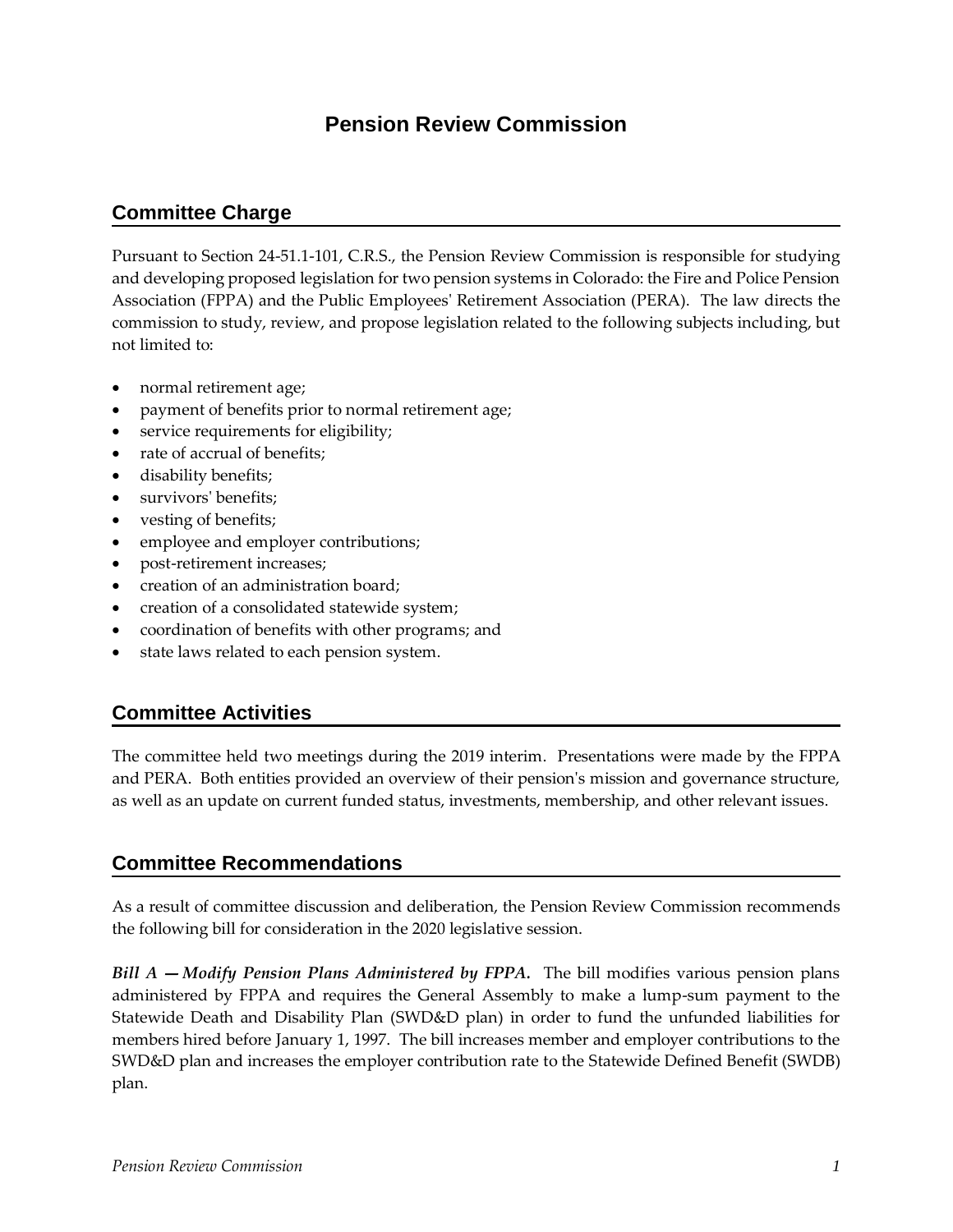# Pension Review Commission

## Committee Charge

Pursuant to Section 24-51.1-101, C.R.S., the Pension Review Commission is responsible for studying and developing proposed legislation for two pension systems in Colorado: the Fire and Police Pension Association (FPPA) and the Public Employees' Retirement Association (PERA). The law directs the commission to study, review, and propose legislation related to the following subjects including, but not limited to:

- normal retirement age;
- payment of benefits prior to normal retirement age;
- service requirements for eligibility;
- rate of accrual of benefits;
- disability benefits;
- survivors' benefits;
- vesting of benefits;
- employee and employer contributions;
- post-retirement increases;
- creation of an administration board;
- creation of a consolidated statewide system;
- coordination of benefits with other programs; and
- state laws related to each pension system.

## Committee Activities

The committee held two meetings during the 2019 interim. Presentations were made by the FPPA and PERA. Both entities provided an overview of their pension's mission and governance structure, as well as an update on current funded status, investments, membership, and other relevant issues.

## Committee Recommendations

As a result of committee discussion and deliberation, the Pension Review Commission recommends the following bill for consideration in the 2020 legislative session.

***Bill A — Modify Pension Plans Administered by FPPA.*** The bill modifies various pension plans administered by FPPA and requires the General Assembly to make a lump-sum payment to the Statewide Death and Disability Plan (SWD&D plan) in order to fund the unfunded liabilities for members hired before January 1, 1997. The bill increases member and employer contributions to the SWD&D plan and increases the employer contribution rate to the Statewide Defined Benefit (SWDB) plan.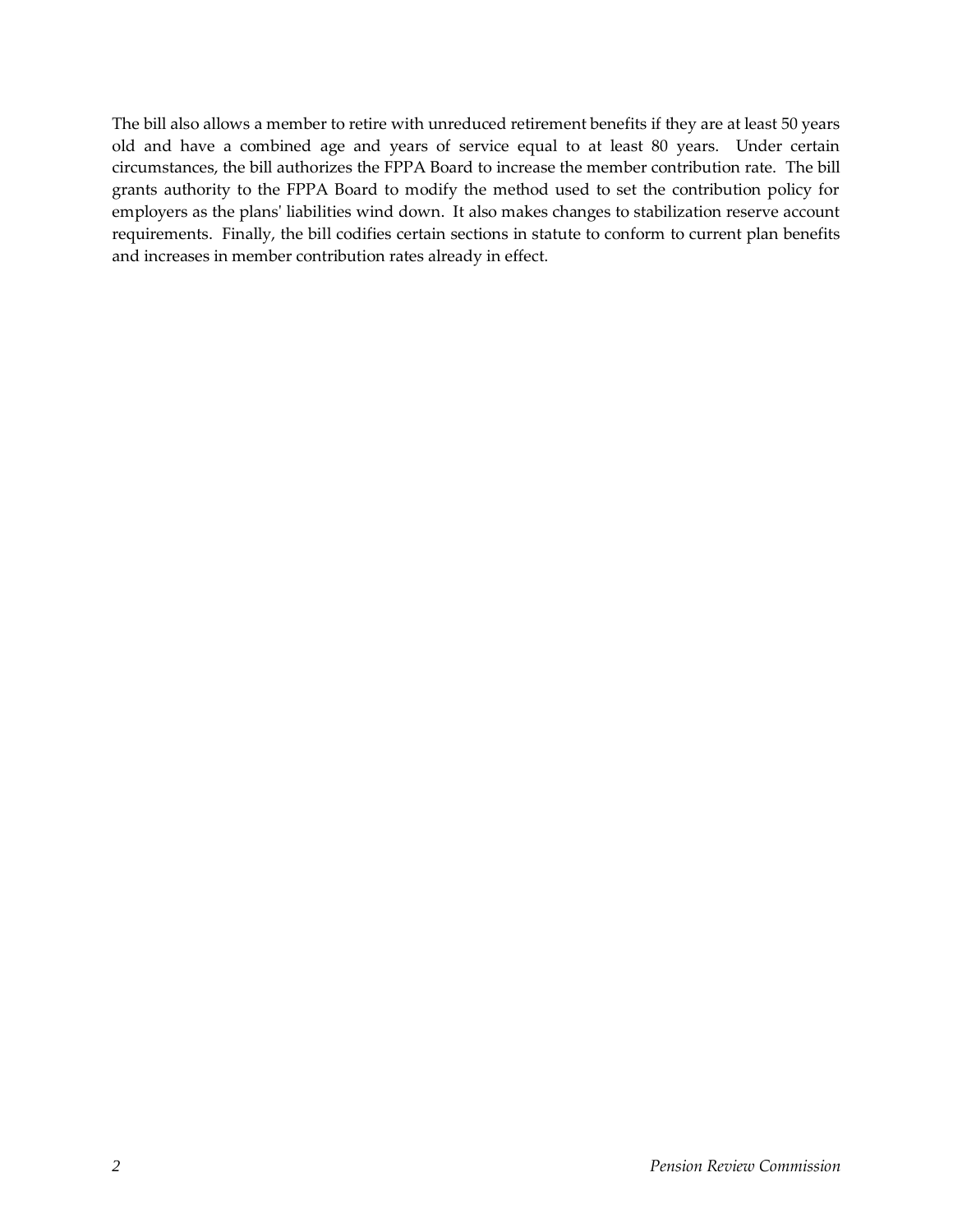The bill also allows a member to retire with unreduced retirement benefits if they are at least 50 years old and have a combined age and years of service equal to at least 80 years. Under certain circumstances, the bill authorizes the FPPA Board to increase the member contribution rate. The bill grants authority to the FPPA Board to modify the method used to set the contribution policy for employers as the plans' liabilities wind down. It also makes changes to stabilization reserve account requirements. Finally, the bill codifies certain sections in statute to conform to current plan benefits and increases in member contribution rates already in effect.